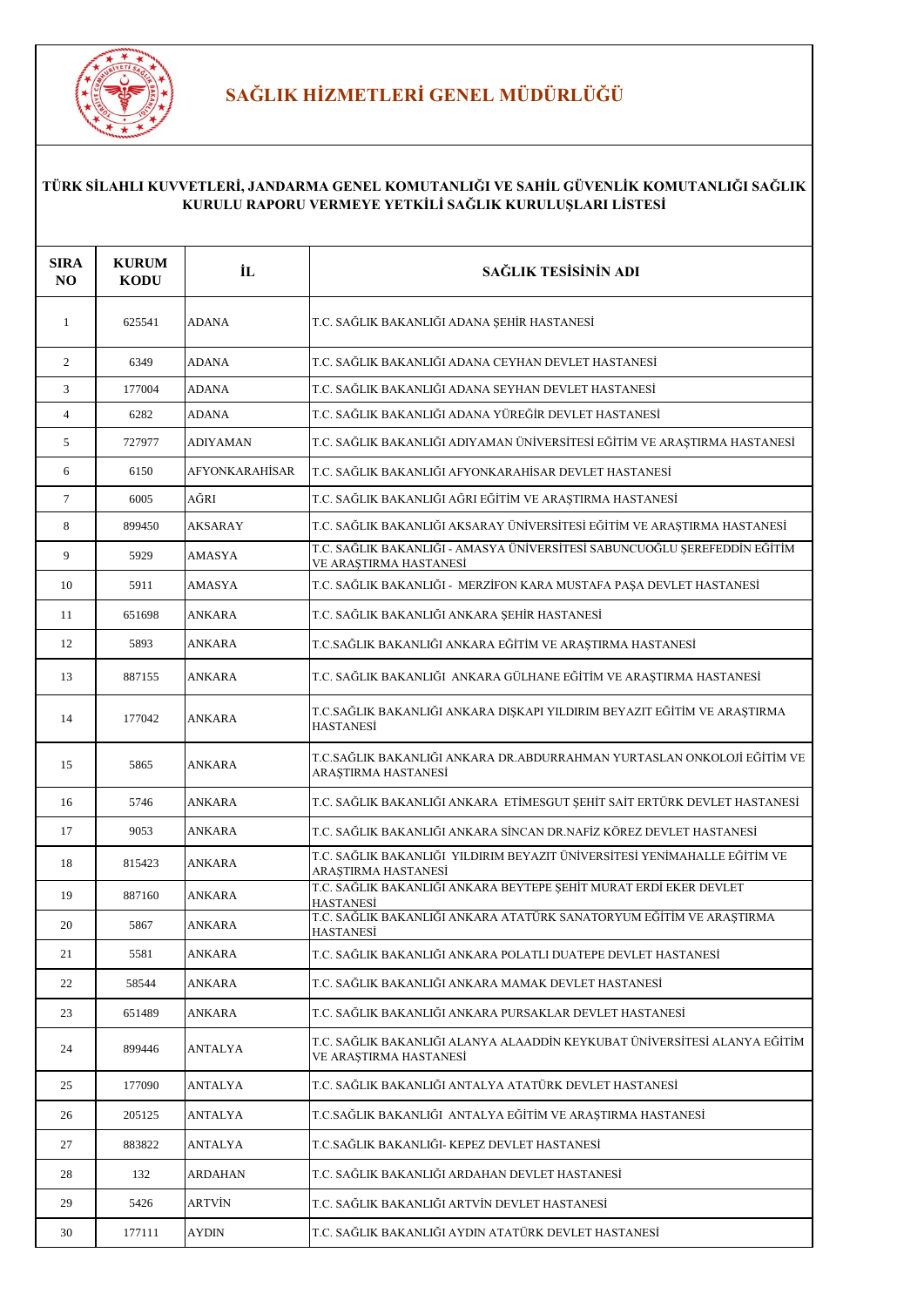# SAĞLIK HİZMETLERİ GENEL MÜDÜRLÜĞÜ

## TÜRK SİLAHLI KUVVETLERİ, JANDARMA GENEL KOMUTANLIĞI VE SAHİL GÜVENLİK KOMUTANLIĞI SAĞLIK KURULU RAPORU VERMEYE YETKİLİ SAĞLIK KURULUŞLARI LİSTESİ

| SIRA NO | KURUM KODU | İL | SAĞLIK TESİSİNİN ADI |
|---|---|---|---|
| 1 | 625541 | ADANA | T.C. SAĞLIK BAKANLIĞI ADANA ŞEHİR HASTANESİ |
| 2 | 6349 | ADANA | T.C. SAĞLIK BAKANLIĞI ADANA CEYHAN DEVLET HASTANESİ |
| 3 | 177004 | ADANA | T.C. SAĞLIK BAKANLIĞI ADANA SEYHAN DEVLET HASTANESİ |
| 4 | 6282 | ADANA | T.C. SAĞLIK BAKANLIĞI ADANA YÜREĞİR DEVLET HASTANESİ |
| 5 | 727977 | ADIYAMAN | T.C. SAĞLIK BAKANLIĞI ADIYAMAN ÜNİVERSİTESİ EĞİTİM VE ARAŞTIRMA HASTANESİ |
| 6 | 6150 | AFYONKARAHİSAR | T.C. SAĞLIK BAKANLIĞI AFYONKARAHİSAR DEVLET HASTANESİ |
| 7 | 6005 | AĞRI | T.C. SAĞLIK BAKANLIĞI AĞRI EĞİTİM VE ARAŞTIRMA HASTANESİ |
| 8 | 899450 | AKSARAY | T.C. SAĞLIK BAKANLIĞI AKSARAY ÜNİVERSİTESİ EĞİTİM VE ARAŞTIRMA HASTANESİ |
| 9 | 5929 | AMASYA | T.C. SAĞLIK BAKANLIĞI - AMASYA ÜNİVERSİTESİ SABUNCUOĞLU ŞEREFEDDİN EĞİTİM VE ARAŞTIRMA HASTANESİ |
| 10 | 5911 | AMASYA | T.C. SAĞLIK BAKANLIĞI - MERZİFON KARA MUSTAFA PAŞA DEVLET HASTANESİ |
| 11 | 651698 | ANKARA | T.C. SAĞLIK BAKANLIĞI ANKARA ŞEHİR HASTANESİ |
| 12 | 5893 | ANKARA | T.C.SAĞLIK BAKANLIĞI ANKARA EĞİTİM VE ARAŞTIRMA HASTANESİ |
| 13 | 887155 | ANKARA | T.C. SAĞLIK BAKANLIĞI ANKARA GÜLHANE EĞİTİM VE ARAŞTIRMA HASTANESİ |
| 14 | 177042 | ANKARA | T.C.SAĞLIK BAKANLIĞI ANKARA DIŞKAPI YILDIRIM BEYAZIT EĞİTİM VE ARAŞTIRMA HASTANESİ |
| 15 | 5865 | ANKARA | T.C.SAĞLIK BAKANLIĞI ANKARA DR.ABDURRAHMAN YURTASLAN ONKOLOJİ EĞİTİM VE ARAŞTIRMA HASTANESİ |
| 16 | 5746 | ANKARA | T.C. SAĞLIK BAKANLIĞI ANKARA ETİMESGUT ŞEHİT SAİT ERTÜRK DEVLET HASTANESİ |
| 17 | 9053 | ANKARA | T.C. SAĞLIK BAKANLIĞI ANKARA SİNCAN DR.NAFİZ KÖREZ DEVLET HASTANESİ |
| 18 | 815423 | ANKARA | T.C. SAĞLIK BAKANLIĞI YILDIRIM BEYAZIT ÜNİVERSİTESİ YENİMAHALLE EĞİTİM VE ARAŞTIRMA HASTANESİ |
| 19 | 887160 | ANKARA | T.C. SAĞLIK BAKANLIĞI ANKARA BEYTEPE ŞEHİT MURAT ERDİ EKER DEVLET HASTANESİ |
| 20 | 5867 | ANKARA | T.C. SAĞLIK BAKANLIĞI ANKARA ATATÜRK SANATORYUM EĞİTİM VE ARAŞTIRMA HASTANESİ |
| 21 | 5581 | ANKARA | T.C. SAĞLIK BAKANLIĞI ANKARA POLATLI DUATEPE DEVLET HASTANESİ |
| 22 | 58544 | ANKARA | T.C. SAĞLIK BAKANLIĞI ANKARA MAMAK DEVLET HASTANESİ |
| 23 | 651489 | ANKARA | T.C. SAĞLIK BAKANLIĞI ANKARA PURSAKLAR DEVLET HASTANESİ |
| 24 | 899446 | ANTALYA | T.C. SAĞLIK BAKANLIĞI ALANYA ALAADDİN KEYKUBAT ÜNİVERSİTESİ ALANYA EĞİTİM VE ARAŞTIRMA HASTANESİ |
| 25 | 177090 | ANTALYA | T.C. SAĞLIK BAKANLIĞI ANTALYA ATATÜRK DEVLET HASTANESİ |
| 26 | 205125 | ANTALYA | T.C.SAĞLIK BAKANLIĞI ANTALYA EĞİTİM VE ARAŞTIRMA HASTANESİ |
| 27 | 883822 | ANTALYA | T.C.SAĞLIK BAKANLIĞI- KEPEZ DEVLET HASTANESİ |
| 28 | 132 | ARDAHAN | T.C. SAĞLIK BAKANLIĞI ARDAHAN DEVLET HASTANESİ |
| 29 | 5426 | ARTVİN | T.C. SAĞLIK BAKANLIĞI ARTVİN DEVLET HASTANESİ |
| 30 | 177111 | AYDIN | T.C. SAĞLIK BAKANLIĞI AYDIN ATATÜRK DEVLET HASTANESİ |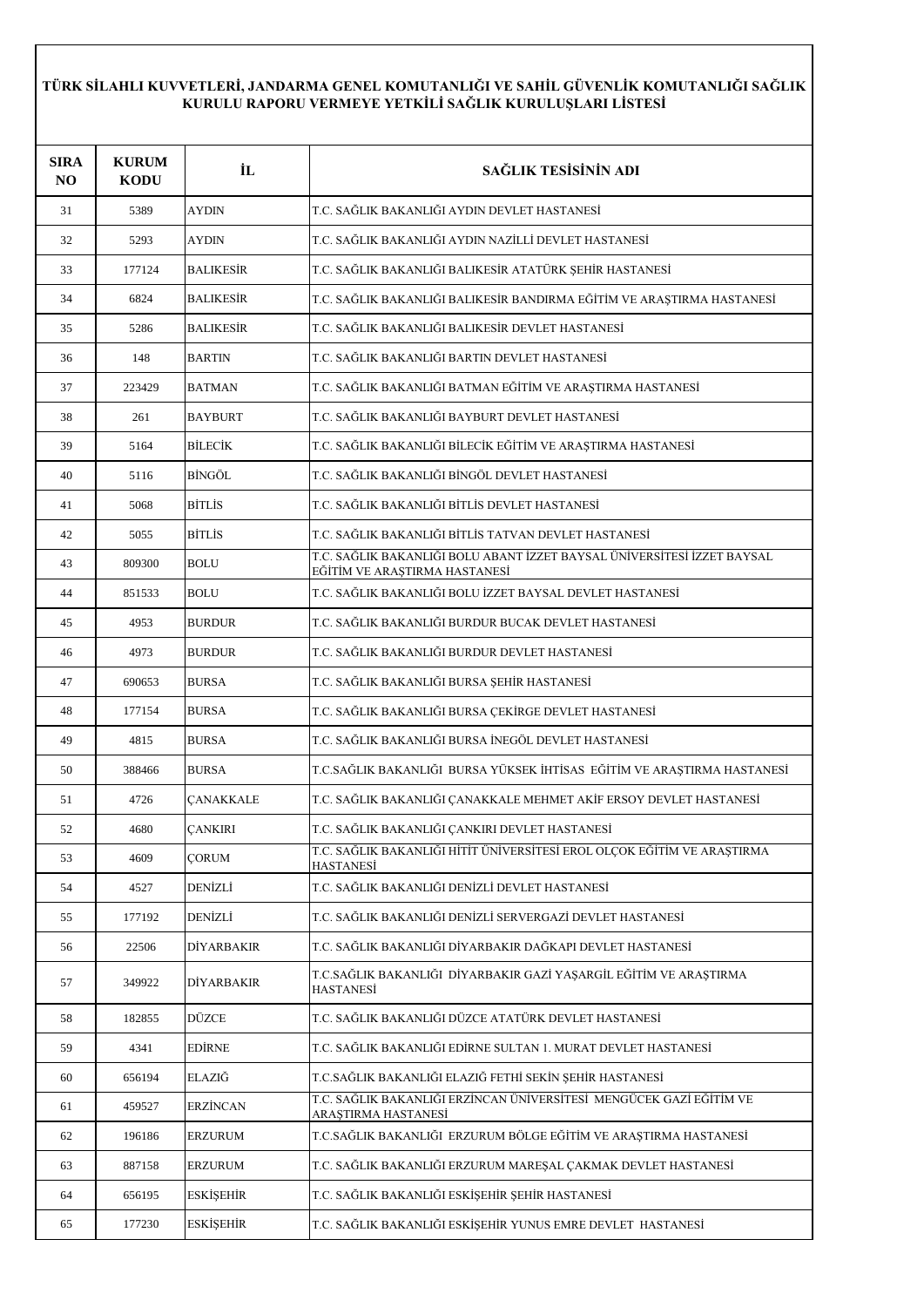**TÜRK SİLAHLI KUVVETLERİ, JANDARMA GENEL KOMUTANLIĞI VE SAHİL GÜVENLİK KOMUTANLIĞI SAĞLIK KURULU RAPORU VERMEYE YETKİLİ SAĞLIK KURULUŞLARI LİSTESİ**

| SIRA NO | KURUM KODU | İL | SAĞLIK TESİSİNİN ADI |
|---|---|---|---|
| 31 | 5389 | AYDIN | T.C. SAĞLIK BAKANLIĞI AYDIN DEVLET HASTANESİ |
| 32 | 5293 | AYDIN | T.C. SAĞLIK BAKANLIĞI AYDIN NAZİLLİ DEVLET HASTANESİ |
| 33 | 177124 | BALIKESİR | T.C. SAĞLIK BAKANLIĞI BALIKESİR ATATÜRK ŞEHİR HASTANESİ |
| 34 | 6824 | BALIKESİR | T.C. SAĞLIK BAKANLIĞI BALIKESİR BANDIRMA EĞİTİM VE ARAŞTIRMA HASTANESİ |
| 35 | 5286 | BALIKESİR | T.C. SAĞLIK BAKANLIĞI BALIKESİR DEVLET HASTANESİ |
| 36 | 148 | BARTIN | T.C. SAĞLIK BAKANLIĞI BARTIN DEVLET HASTANESİ |
| 37 | 223429 | BATMAN | T.C. SAĞLIK BAKANLIĞI BATMAN EĞİTİM VE ARAŞTIRMA HASTANESİ |
| 38 | 261 | BAYBURT | T.C. SAĞLIK BAKANLIĞI BAYBURT DEVLET HASTANESİ |
| 39 | 5164 | BİLECİK | T.C. SAĞLIK BAKANLIĞI BİLECİK EĞİTİM VE ARAŞTIRMA HASTANESİ |
| 40 | 5116 | BİNGÖL | T.C. SAĞLIK BAKANLIĞI BİNGÖL DEVLET HASTANESİ |
| 41 | 5068 | BİTLİS | T.C. SAĞLIK BAKANLIĞI BİTLİS DEVLET HASTANESİ |
| 42 | 5055 | BİTLİS | T.C. SAĞLIK BAKANLIĞI BİTLİS TATVAN DEVLET HASTANESİ |
| 43 | 809300 | BOLU | T.C. SAĞLIK BAKANLIĞI BOLU ABANT İZZET BAYSAL ÜNİVERSİTESİ İZZET BAYSAL EĞİTİM VE ARAŞTIRMA HASTANESİ |
| 44 | 851533 | BOLU | T.C. SAĞLIK BAKANLIĞI BOLU İZZET BAYSAL DEVLET HASTANESİ |
| 45 | 4953 | BURDUR | T.C. SAĞLIK BAKANLIĞI BURDUR BUCAK DEVLET HASTANESİ |
| 46 | 4973 | BURDUR | T.C. SAĞLIK BAKANLIĞI BURDUR DEVLET HASTANESİ |
| 47 | 690653 | BURSA | T.C. SAĞLIK BAKANLIĞI BURSA ŞEHİR HASTANESİ |
| 48 | 177154 | BURSA | T.C. SAĞLIK BAKANLIĞI BURSA ÇEKİRGE DEVLET HASTANESİ |
| 49 | 4815 | BURSA | T.C. SAĞLIK BAKANLIĞI BURSA İNEGÖL DEVLET HASTANESİ |
| 50 | 388466 | BURSA | T.C.SAĞLIK BAKANLIĞI BURSA YÜKSEK İHTİSAS EĞİTİM VE ARAŞTIRMA HASTANESİ |
| 51 | 4726 | ÇANAKKALE | T.C. SAĞLIK BAKANLIĞI ÇANAKKALE MEHMET AKİF ERSOY DEVLET HASTANESİ |
| 52 | 4680 | ÇANKIRI | T.C. SAĞLIK BAKANLIĞI ÇANKIRI DEVLET HASTANESİ |
| 53 | 4609 | ÇORUM | T.C. SAĞLIK BAKANLIĞI HİTİT ÜNİVERSİTESİ EROL OLÇOK EĞİTİM VE ARAŞTIRMA HASTANESİ |
| 54 | 4527 | DENİZLİ | T.C. SAĞLIK BAKANLIĞI DENİZLİ DEVLET HASTANESİ |
| 55 | 177192 | DENİZLİ | T.C. SAĞLIK BAKANLIĞI DENİZLİ SERVERGAZİ DEVLET HASTANESİ |
| 56 | 22506 | DİYARBAKIR | T.C. SAĞLIK BAKANLIĞI DİYARBAKIR DAĞKAPI DEVLET HASTANESİ |
| 57 | 349922 | DİYARBAKIR | T.C.SAĞLIK BAKANLIĞI DİYARBAKIR GAZİ YAŞARGİL EĞİTİM VE ARAŞTIRMA HASTANESİ |
| 58 | 182855 | DÜZCE | T.C. SAĞLIK BAKANLIĞI DÜZCE ATATÜRK DEVLET HASTANESİ |
| 59 | 4341 | EDİRNE | T.C. SAĞLIK BAKANLIĞI EDİRNE SULTAN 1. MURAT DEVLET HASTANESİ |
| 60 | 656194 | ELAZIĞ | T.C.SAĞLIK BAKANLIĞI ELAZIĞ FETHİ SEKİN ŞEHİR HASTANESİ |
| 61 | 459527 | ERZİNCAN | T.C. SAĞLIK BAKANLIĞI ERZİNCAN ÜNİVERSİTESİ MENGÜCEK GAZİ EĞİTİM VE ARAŞTIRMA HASTANESİ |
| 62 | 196186 | ERZURUM | T.C.SAĞLIK BAKANLIĞI ERZURUM BÖLGE EĞİTİM VE ARAŞTIRMA HASTANESİ |
| 63 | 887158 | ERZURUM | T.C. SAĞLIK BAKANLIĞI ERZURUM MAREŞAL ÇAKMAK DEVLET HASTANESİ |
| 64 | 656195 | ESKİŞEHİR | T.C. SAĞLIK BAKANLIĞI ESKİŞEHİR ŞEHİR HASTANESİ |
| 65 | 177230 | ESKİŞEHİR | T.C. SAĞLIK BAKANLIĞI ESKİŞEHİR YUNUS EMRE DEVLET HASTANESİ |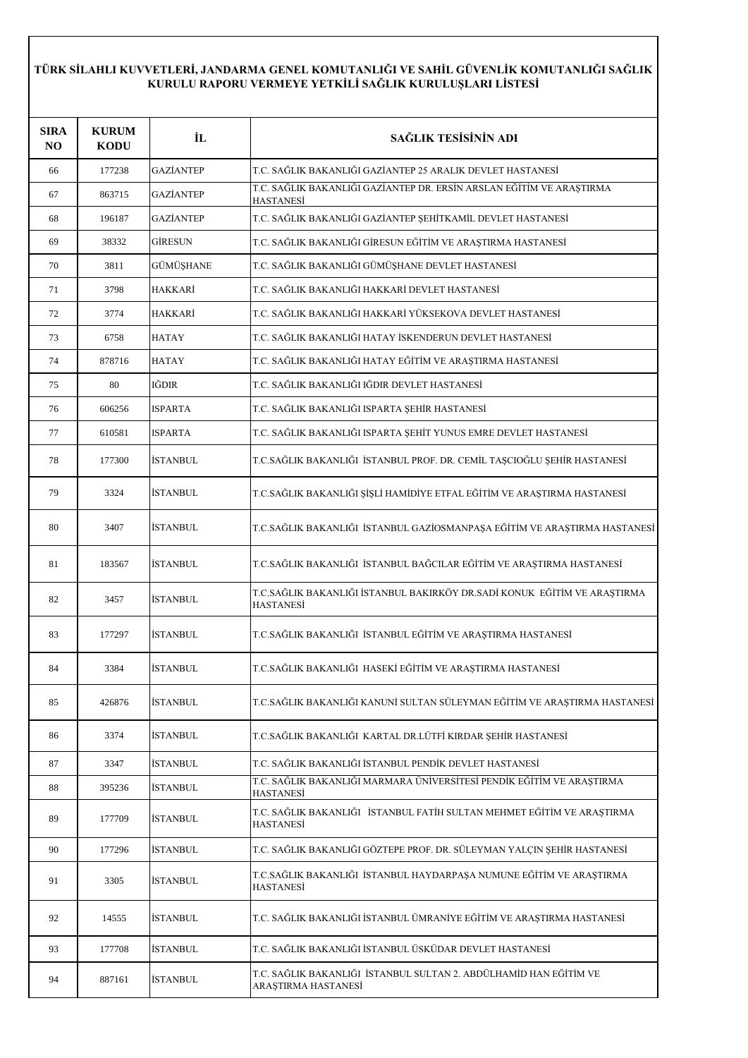**TÜRK SİLAHLI KUVVETLERİ, JANDARMA GENEL KOMUTANLIĞI VE SAHİL GÜVENLİK KOMUTANLIĞI SAĞLIK KURULU RAPORU VERMEYE YETKİLİ SAĞLIK KURULUŞLARI LİSTESİ**

| SIRA NO | KURUM KODU | İL | SAĞLIK TESİSİNİN ADI |
|---|---|---|---|
| 66 | 177238 | GAZİANTEP | T.C. SAĞLIK BAKANLIĞI GAZİANTEP 25 ARALIK DEVLET HASTANESİ |
| 67 | 863715 | GAZİANTEP | T.C. SAĞLIK BAKANLIĞI GAZİANTEP DR. ERSİN ARSLAN EĞİTİM VE ARAŞTIRMA HASTANESİ |
| 68 | 196187 | GAZİANTEP | T.C. SAĞLIK BAKANLIĞI GAZİANTEP ŞEHİTKAMİL DEVLET HASTANESİ |
| 69 | 38332 | GİRESUN | T.C. SAĞLIK BAKANLIĞI GİRESUN EĞİTİM VE ARAŞTIRMA HASTANESİ |
| 70 | 3811 | GÜMÜŞHANE | T.C. SAĞLIK BAKANLIĞI GÜMÜŞHANE DEVLET HASTANESİ |
| 71 | 3798 | HAKKARİ | T.C. SAĞLIK BAKANLIĞI HAKKARİ DEVLET HASTANESİ |
| 72 | 3774 | HAKKARİ | T.C. SAĞLIK BAKANLIĞI HAKKARİ YÜKSEKOVA DEVLET HASTANESİ |
| 73 | 6758 | HATAY | T.C. SAĞLIK BAKANLIĞI HATAY İSKENDERUN DEVLET HASTANESİ |
| 74 | 878716 | HATAY | T.C. SAĞLIK BAKANLIĞI HATAY EĞİTİM VE ARAŞTIRMA HASTANESİ |
| 75 | 80 | IĞDIR | T.C. SAĞLIK BAKANLIĞI IĞDIR DEVLET HASTANESİ |
| 76 | 606256 | ISPARTA | T.C. SAĞLIK BAKANLIĞI ISPARTA ŞEHİR HASTANESİ |
| 77 | 610581 | ISPARTA | T.C. SAĞLIK BAKANLIĞI ISPARTA ŞEHİT YUNUS EMRE DEVLET HASTANESİ |
| 78 | 177300 | İSTANBUL | T.C.SAĞLIK BAKANLIĞI İSTANBUL PROF. DR. CEMİL TAŞCIOĞLU ŞEHİR HASTANESİ |
| 79 | 3324 | İSTANBUL | T.C.SAĞLIK BAKANLIĞI ŞİŞLİ HAMİDİYE ETFAL EĞİTİM VE ARAŞTIRMA HASTANESİ |
| 80 | 3407 | İSTANBUL | T.C.SAĞLIK BAKANLIĞI İSTANBUL GAZİOSMANPAŞA EĞİTİM VE ARAŞTIRMA HASTANESİ |
| 81 | 183567 | İSTANBUL | T.C.SAĞLIK BAKANLIĞI İSTANBUL BAĞCILAR EĞİTİM VE ARAŞTIRMA HASTANESİ |
| 82 | 3457 | İSTANBUL | T.C.SAĞLIK BAKANLIĞI İSTANBUL BAKIRKÖY DR.SADİ KONUK EĞİTİM VE ARAŞTIRMA HASTANESİ |
| 83 | 177297 | İSTANBUL | T.C.SAĞLIK BAKANLIĞI İSTANBUL EĞİTİM VE ARAŞTIRMA HASTANESİ |
| 84 | 3384 | İSTANBUL | T.C.SAĞLIK BAKANLIĞI HASEKİ EĞİTİM VE ARAŞTIRMA HASTANESİ |
| 85 | 426876 | İSTANBUL | T.C.SAĞLIK BAKANLIĞI KANUNİ SULTAN SÜLEYMAN EĞİTİM VE ARAŞTIRMA HASTANESİ |
| 86 | 3374 | İSTANBUL | T.C.SAĞLIK BAKANLIĞI KARTAL DR.LÜTFİ KIRDAR ŞEHİR HASTANESİ |
| 87 | 3347 | İSTANBUL | T.C. SAĞLIK BAKANLIĞI İSTANBUL PENDİK DEVLET HASTANESİ |
| 88 | 395236 | İSTANBUL | T.C. SAĞLIK BAKANLIĞI MARMARA ÜNİVERSİTESİ PENDİK EĞİTİM VE ARAŞTIRMA HASTANESİ |
| 89 | 177709 | İSTANBUL | T.C. SAĞLIK BAKANLIĞI İSTANBUL FATİH SULTAN MEHMET EĞİTİM VE ARAŞTIRMA HASTANESİ |
| 90 | 177296 | İSTANBUL | T.C. SAĞLIK BAKANLIĞI GÖZTEPE PROF. DR. SÜLEYMAN YALÇIN ŞEHİR HASTANESİ |
| 91 | 3305 | İSTANBUL | T.C.SAĞLIK BAKANLIĞI İSTANBUL HAYDARPAŞA NUMUNE EĞİTİM VE ARAŞTIRMA HASTANESİ |
| 92 | 14555 | İSTANBUL | T.C. SAĞLIK BAKANLIĞI İSTANBUL ÜMRANİYE EĞİTİM VE ARAŞTIRMA HASTANESİ |
| 93 | 177708 | İSTANBUL | T.C. SAĞLIK BAKANLIĞI İSTANBUL ÜSKÜDAR DEVLET HASTANESİ |
| 94 | 887161 | İSTANBUL | T.C. SAĞLIK BAKANLIĞI İSTANBUL SULTAN 2. ABDÜLHAMİD HAN EĞİTİM VE ARAŞTIRMA HASTANESİ |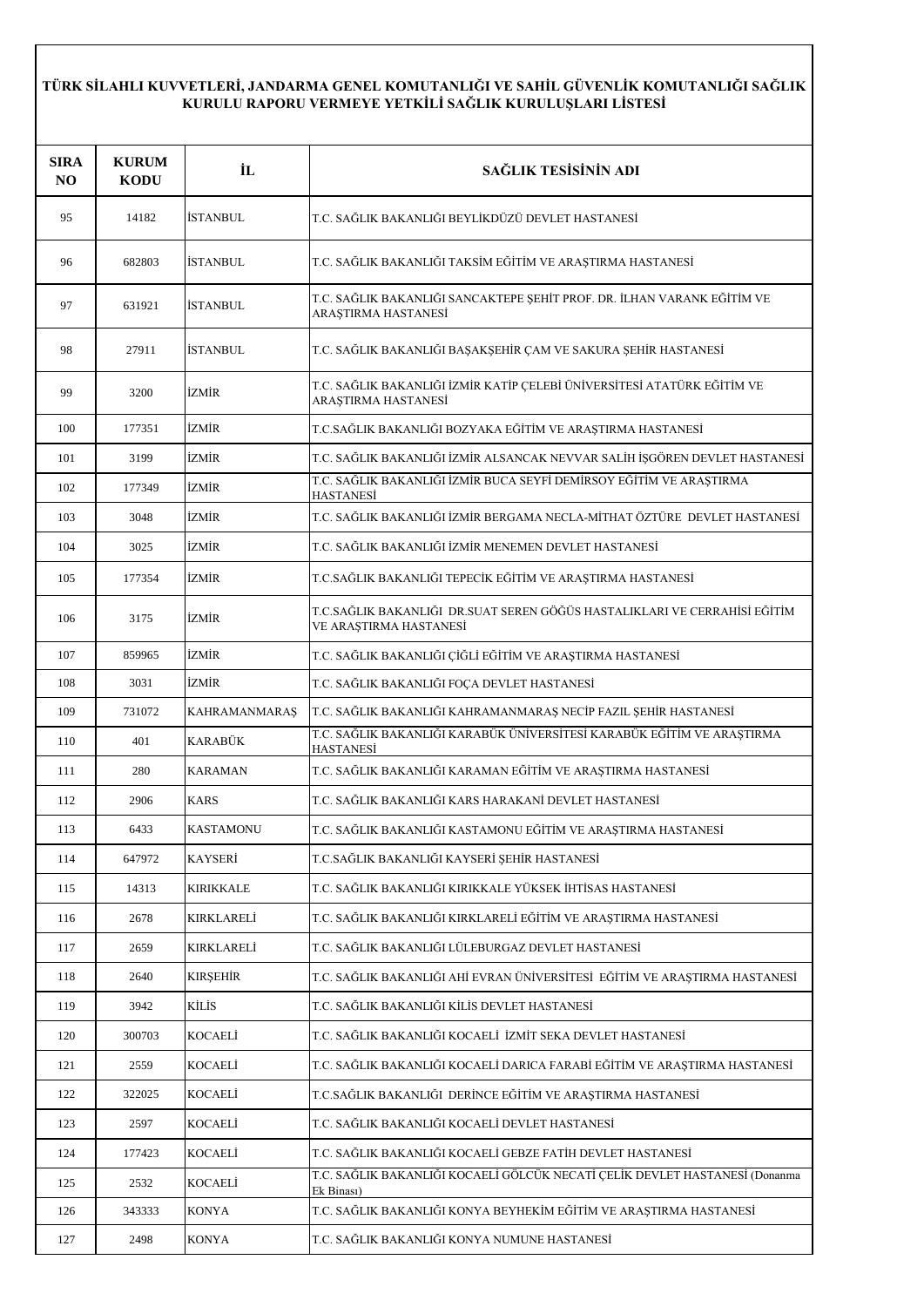**TÜRK SİLAHLI KUVVETLERİ, JANDARMA GENEL KOMUTANLIĞI VE SAHİL GÜVENLİK KOMUTANLIĞI SAĞLIK KURULU RAPORU VERMEYE YETKİLİ SAĞLIK KURULUŞLARI LİSTESİ**

| SIRA NO | KURUM KODU | İL | SAĞLIK TESİSİNİN ADI |
|---|---|---|---|
| 95 | 14182 | İSTANBUL | T.C. SAĞLIK BAKANLIĞI BEYLİKDÜZÜ DEVLET HASTANESİ |
| 96 | 682803 | İSTANBUL | T.C. SAĞLIK BAKANLIĞI TAKSİM EĞİTİM VE ARAŞTIRMA HASTANESİ |
| 97 | 631921 | İSTANBUL | T.C. SAĞLIK BAKANLIĞI SANCAKTEPE ŞEHİT PROF. DR. İLHAN VARANK EĞİTİM VE ARAŞTIRMA HASTANESİ |
| 98 | 27911 | İSTANBUL | T.C. SAĞLIK BAKANLIĞI BAŞAKŞEHİR ÇAM VE SAKURA ŞEHİR HASTANESİ |
| 99 | 3200 | İZMİR | T.C. SAĞLIK BAKANLIĞI İZMİR KATİP ÇELEBİ ÜNİVERSİTESİ ATATÜRK EĞİTİM VE ARAŞTIRMA HASTANESİ |
| 100 | 177351 | İZMİR | T.C.SAĞLIK BAKANLIĞI BOZYAKA EĞİTİM VE ARAŞTIRMA HASTANESİ |
| 101 | 3199 | İZMİR | T.C. SAĞLIK BAKANLIĞI İZMİR ALSANCAK NEVVAR SALİH İŞGÖREN DEVLET HASTANESİ |
| 102 | 177349 | İZMİR | T.C. SAĞLIK BAKANLIĞI İZMİR BUCA SEYFİ DEMİRSOY EĞİTİM VE ARAŞTIRMA HASTANESİ |
| 103 | 3048 | İZMİR | T.C. SAĞLIK BAKANLIĞI İZMİR BERGAMA NECLA-MİTHAT ÖZTÜRE DEVLET HASTANESİ |
| 104 | 3025 | İZMİR | T.C. SAĞLIK BAKANLIĞI İZMİR MENEMEN DEVLET HASTANESİ |
| 105 | 177354 | İZMİR | T.C.SAĞLIK BAKANLIĞI TEPECİK EĞİTİM VE ARAŞTIRMA HASTANESİ |
| 106 | 3175 | İZMİR | T.C.SAĞLIK BAKANLIĞI DR.SUAT SEREN GÖĞÜS HASTALIKLARI VE CERRAHİSİ EĞİTİM VE ARAŞTIRMA HASTANESİ |
| 107 | 859965 | İZMİR | T.C. SAĞLIK BAKANLIĞI ÇİĞLİ EĞİTİM VE ARAŞTIRMA HASTANESİ |
| 108 | 3031 | İZMİR | T.C. SAĞLIK BAKANLIĞI FOÇA DEVLET HASTANESİ |
| 109 | 731072 | KAHRAMANMARAŞ | T.C. SAĞLIK BAKANLIĞI KAHRAMANMARAŞ NECİP FAZIL ŞEHİR HASTANESİ |
| 110 | 401 | KARABÜK | T.C. SAĞLIK BAKANLIĞI KARABÜK ÜNİVERSİTESİ KARABÜK EĞİTİM VE ARAŞTIRMA HASTANESİ |
| 111 | 280 | KARAMAN | T.C. SAĞLIK BAKANLIĞI KARAMAN EĞİTİM VE ARAŞTIRMA HASTANESİ |
| 112 | 2906 | KARS | T.C. SAĞLIK BAKANLIĞI KARS HARAKANİ DEVLET HASTANESİ |
| 113 | 6433 | KASTAMONU | T.C. SAĞLIK BAKANLIĞI KASTAMONU EĞİTİM VE ARAŞTIRMA HASTANESİ |
| 114 | 647972 | KAYSERİ | T.C.SAĞLIK BAKANLIĞI KAYSERİ ŞEHİR HASTANESİ |
| 115 | 14313 | KIRIKKALE | T.C. SAĞLIK BAKANLIĞI KIRIKKALE YÜKSEK İHTİSAS HASTANESİ |
| 116 | 2678 | KIRKLARELİ | T.C. SAĞLIK BAKANLIĞI KIRKLARELİ EĞİTİM VE ARAŞTIRMA HASTANESİ |
| 117 | 2659 | KIRKLARELİ | T.C. SAĞLIK BAKANLIĞI LÜLEBURGAZ DEVLET HASTANESİ |
| 118 | 2640 | KIRŞEHİR | T.C. SAĞLIK BAKANLIĞI AHİ EVRAN ÜNİVERSİTESİ EĞİTİM VE ARAŞTIRMA HASTANESİ |
| 119 | 3942 | KİLİS | T.C. SAĞLIK BAKANLIĞI KİLİS DEVLET HASTANESİ |
| 120 | 300703 | KOCAELİ | T.C. SAĞLIK BAKANLIĞI KOCAELİ İZMİT SEKA DEVLET HASTANESİ |
| 121 | 2559 | KOCAELİ | T.C. SAĞLIK BAKANLIĞI KOCAELİ DARICA FARABİ EĞİTİM VE ARAŞTIRMA HASTANESİ |
| 122 | 322025 | KOCAELİ | T.C.SAĞLIK BAKANLIĞI DERİNCE EĞİTİM VE ARAŞTIRMA HASTANESİ |
| 123 | 2597 | KOCAELİ | T.C. SAĞLIK BAKANLIĞI KOCAELİ DEVLET HASTANESİ |
| 124 | 177423 | KOCAELİ | T.C. SAĞLIK BAKANLIĞI KOCAELİ GEBZE FATİH DEVLET HASTANESİ |
| 125 | 2532 | KOCAELİ | T.C. SAĞLIK BAKANLIĞI KOCAELİ GÖLCÜK NECATİ ÇELİK DEVLET HASTANESİ (Donanma Ek Binası) |
| 126 | 343333 | KONYA | T.C. SAĞLIK BAKANLIĞI KONYA BEYHEKİM EĞİTİM VE ARAŞTIRMA HASTANESİ |
| 127 | 2498 | KONYA | T.C. SAĞLIK BAKANLIĞI KONYA NUMUNE HASTANESİ |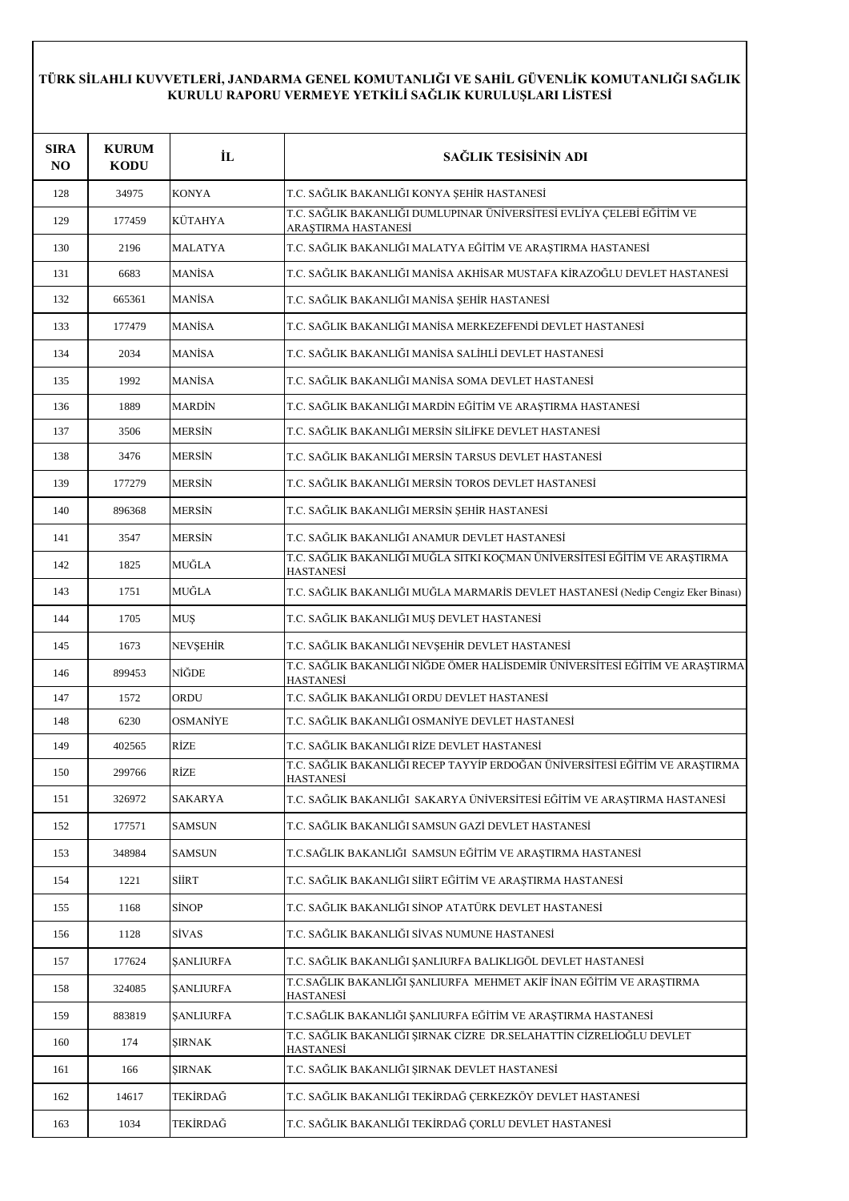# TÜRK SİLAHLI KUVVETLERİ, JANDARMA GENEL KOMUTANLIĞI VE SAHİL GÜVENLİK KOMUTANLIĞI SAĞLIK KURULU RAPORU VERMEYE YETKİLİ SAĞLIK KURULUŞLARI LİSTESİ

| SIRA NO | KURUM KODU | İL | SAĞLIK TESİSİNİN ADI |
|---|---|---|---|
| 128 | 34975 | KONYA | T.C. SAĞLIK BAKANLIĞI KONYA ŞEHİR HASTANESİ |
| 129 | 177459 | KÜTAHYA | T.C. SAĞLIK BAKANLIĞI DUMLUPINAR ÜNİVERSİTESİ EVLİYA ÇELEBİ EĞİTİM VE ARAŞTIRMA HASTANESİ |
| 130 | 2196 | MALATYA | T.C. SAĞLIK BAKANLIĞI MALATYA EĞİTİM VE ARAŞTIRMA HASTANESİ |
| 131 | 6683 | MANİSA | T.C. SAĞLIK BAKANLIĞI MANİSA AKHİSAR MUSTAFA KİRAZOĞLU DEVLET HASTANESİ |
| 132 | 665361 | MANİSA | T.C. SAĞLIK BAKANLIĞI MANİSA ŞEHİR HASTANESİ |
| 133 | 177479 | MANİSA | T.C. SAĞLIK BAKANLIĞI MANİSA MERKEZEFENDİ DEVLET HASTANESİ |
| 134 | 2034 | MANİSA | T.C. SAĞLIK BAKANLIĞI MANİSA SALİHLİ DEVLET HASTANESİ |
| 135 | 1992 | MANİSA | T.C. SAĞLIK BAKANLIĞI MANİSA SOMA DEVLET HASTANESİ |
| 136 | 1889 | MARDİN | T.C. SAĞLIK BAKANLIĞI MARDİN EĞİTİM VE ARAŞTIRMA HASTANESİ |
| 137 | 3506 | MERSİN | T.C. SAĞLIK BAKANLIĞI MERSİN SİLİFKE DEVLET HASTANESİ |
| 138 | 3476 | MERSİN | T.C. SAĞLIK BAKANLIĞI MERSİN TARSUS DEVLET HASTANESİ |
| 139 | 177279 | MERSİN | T.C. SAĞLIK BAKANLIĞI MERSİN TOROS DEVLET HASTANESİ |
| 140 | 896368 | MERSİN | T.C. SAĞLIK BAKANLIĞI MERSİN ŞEHİR HASTANESİ |
| 141 | 3547 | MERSİN | T.C. SAĞLIK BAKANLIĞI ANAMUR DEVLET HASTANESİ |
| 142 | 1825 | MUĞLA | T.C. SAĞLIK BAKANLIĞI MUĞLA SITKI KOÇMAN ÜNİVERSİTESİ EĞİTİM VE ARAŞTIRMA HASTANESİ |
| 143 | 1751 | MUĞLA | T.C. SAĞLIK BAKANLIĞI MUĞLA MARMARİS DEVLET HASTANESİ (Nedip Cengiz Eker Binası) |
| 144 | 1705 | MUŞ | T.C. SAĞLIK BAKANLIĞI MUŞ DEVLET HASTANESİ |
| 145 | 1673 | NEVŞEHİR | T.C. SAĞLIK BAKANLIĞI NEVŞEHİR DEVLET HASTANESİ |
| 146 | 899453 | NİĞDE | T.C. SAĞLIK BAKANLIĞI NİĞDE ÖMER HALİSDEMİR ÜNİVERSİTESİ EĞİTİM VE ARAŞTIRMA HASTANESİ |
| 147 | 1572 | ORDU | T.C. SAĞLIK BAKANLIĞI ORDU DEVLET HASTANESİ |
| 148 | 6230 | OSMANİYE | T.C. SAĞLIK BAKANLIĞI OSMANİYE DEVLET HASTANESİ |
| 149 | 402565 | RİZE | T.C. SAĞLIK BAKANLIĞI RİZE DEVLET HASTANESİ |
| 150 | 299766 | RİZE | T.C. SAĞLIK BAKANLIĞI RECEP TAYYİP ERDOĞAN ÜNİVERSİTESİ EĞİTİM VE ARAŞTIRMA HASTANESİ |
| 151 | 326972 | SAKARYA | T.C. SAĞLIK BAKANLIĞI SAKARYA ÜNİVERSİTESİ EĞİTİM VE ARAŞTIRMA HASTANESİ |
| 152 | 177571 | SAMSUN | T.C. SAĞLIK BAKANLIĞI SAMSUN GAZİ DEVLET HASTANESİ |
| 153 | 348984 | SAMSUN | T.C.SAĞLIK BAKANLIĞI SAMSUN EĞİTİM VE ARAŞTIRMA HASTANESİ |
| 154 | 1221 | SİİRT | T.C. SAĞLIK BAKANLIĞI SİİRT EĞİTİM VE ARAŞTIRMA HASTANESİ |
| 155 | 1168 | SİNOP | T.C. SAĞLIK BAKANLIĞI SİNOP ATATÜRK DEVLET HASTANESİ |
| 156 | 1128 | SİVAS | T.C. SAĞLIK BAKANLIĞI SİVAS NUMUNE HASTANESİ |
| 157 | 177624 | ŞANLIURFA | T.C. SAĞLIK BAKANLIĞI ŞANLIURFA BALIKLIGÖL DEVLET HASTANESİ |
| 158 | 324085 | ŞANLIURFA | T.C.SAĞLIK BAKANLIĞI ŞANLIURFA MEHMET AKİF İNAN EĞİTİM VE ARAŞTIRMA HASTANESİ |
| 159 | 883819 | ŞANLIURFA | T.C.SAĞLIK BAKANLIĞI ŞANLIURFA EĞİTİM VE ARAŞTIRMA HASTANESİ |
| 160 | 174 | ŞIRNAK | T.C. SAĞLIK BAKANLIĞI ŞIRNAK CİZRE DR.SELAHATTİN CİZRELİOĞLU DEVLET HASTANESİ |
| 161 | 166 | ŞIRNAK | T.C. SAĞLIK BAKANLIĞI ŞIRNAK DEVLET HASTANESİ |
| 162 | 14617 | TEKİRDAĞ | T.C. SAĞLIK BAKANLIĞI TEKİRDAĞ ÇERKEZKÖY DEVLET HASTANESİ |
| 163 | 1034 | TEKİRDAĞ | T.C. SAĞLIK BAKANLIĞI TEKİRDAĞ ÇORLU DEVLET HASTANESİ |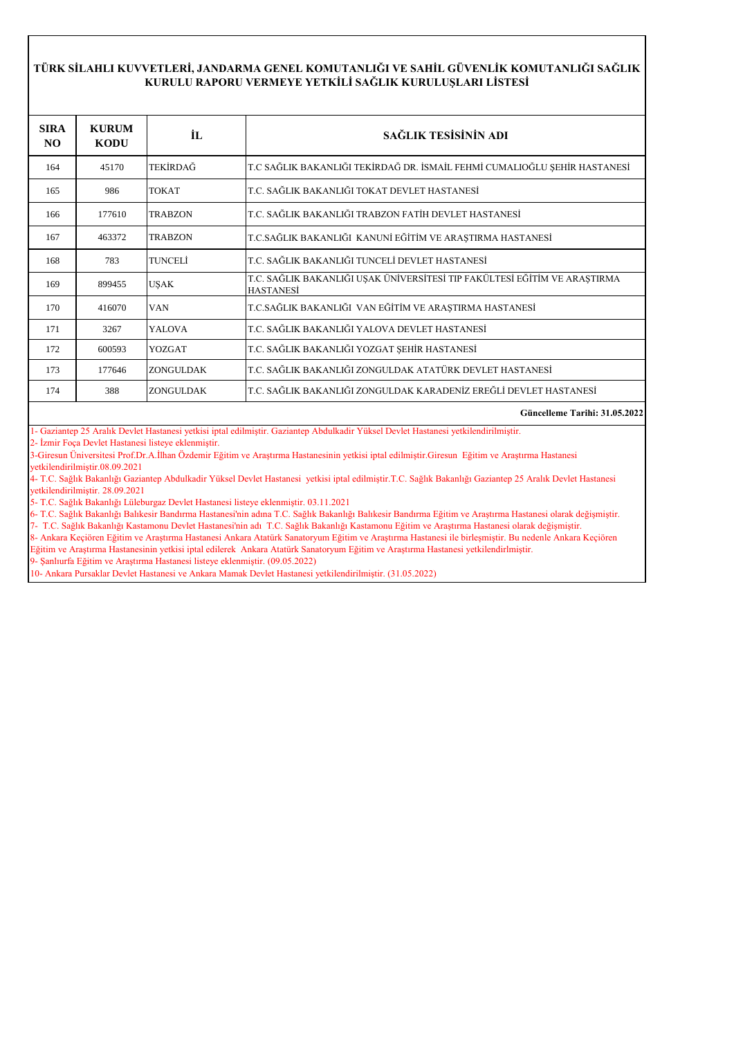**TÜRK SİLAHLI KUVVETLERİ, JANDARMA GENEL KOMUTANLIĞI VE SAHİL GÜVENLİK KOMUTANLIĞI SAĞLIK KURULU RAPORU VERMEYE YETKİLİ SAĞLIK KURULUŞLARI LİSTESİ**

| SIRA NO | KURUM KODU | İL | SAĞLIK TESİSİNİN ADI |
|---|---|---|---|
| 164 | 45170 | TEKİRDAĞ | T.C SAĞLIK BAKANLIĞI TEKİRDAĞ DR. İSMAİL FEHMİ CUMALIOĞLU ŞEHİR HASTANESİ |
| 165 | 986 | TOKAT | T.C. SAĞLIK BAKANLIĞI TOKAT DEVLET HASTANESİ |
| 166 | 177610 | TRABZON | T.C. SAĞLIK BAKANLIĞI TRABZON FATİH DEVLET HASTANESİ |
| 167 | 463372 | TRABZON | T.C.SAĞLIK BAKANLIĞI KANUNİ EĞİTİM VE ARAŞTIRMA HASTANESİ |
| 168 | 783 | TUNCELİ | T.C. SAĞLIK BAKANLIĞI TUNCELİ DEVLET HASTANESİ |
| 169 | 899455 | UŞAK | T.C. SAĞLIK BAKANLIĞI UŞAK ÜNİVERSİTESİ TIP FAKÜLTESİ EĞİTİM VE ARAŞTIRMA HASTANESİ |
| 170 | 416070 | VAN | T.C.SAĞLIK BAKANLIĞI VAN EĞİTİM VE ARAŞTIRMA HASTANESİ |
| 171 | 3267 | YALOVA | T.C. SAĞLIK BAKANLIĞI YALOVA DEVLET HASTANESİ |
| 172 | 600593 | YOZGAT | T.C. SAĞLIK BAKANLIĞI YOZGAT ŞEHİR HASTANESİ |
| 173 | 177646 | ZONGULDAK | T.C. SAĞLIK BAKANLIĞI ZONGULDAK ATATÜRK DEVLET HASTANESİ |
| 174 | 388 | ZONGULDAK | T.C. SAĞLIK BAKANLIĞI ZONGULDAK KARADENİZ EREĞLİ DEVLET HASTANESİ |

**Güncelleme Tarihi: 31.05.2022**

1- Gaziantep 25 Aralık Devlet Hastanesi yetkisi iptal edilmiştir. Gaziantep Abdulkadir Yüksel Devlet Hastanesi yetkilendirilmiştir.
2- İzmir Foça Devlet Hastanesi listeye eklenmiştir.
3-Giresun Üniversitesi Prof.Dr.A.İlhan Özdemir Eğitim ve Araştırma Hastanesinin yetkisi iptal edilmiştir.Giresun Eğitim ve Araştırma Hastanesi yetkilendirilmiştir.08.09.2021
4- T.C. Sağlık Bakanlığı Gaziantep Abdulkadir Yüksel Devlet Hastanesi yetkisi iptal edilmiştir.T.C. Sağlık Bakanlığı Gaziantep 25 Aralık Devlet Hastanesi yetkilendirilmiştir. 28.09.2021
5- T.C. Sağlık Bakanlığı Lüleburgaz Devlet Hastanesi listeye eklenmiştir. 03.11.2021
6- T.C. Sağlık Bakanlığı Balıkesir Bandırma Hastanesi'nin adına T.C. Sağlık Bakanlığı Balıkesir Bandırma Eğitim ve Araştırma Hastanesi olarak değişmiştir.
7- T.C. Sağlık Bakanlığı Kastamonu Devlet Hastanesi'nin adı T.C. Sağlık Bakanlığı Kastamonu Eğitim ve Araştırma Hastanesi olarak değişmiştir.
8- Ankara Keçiören Eğitim ve Araştırma Hastanesi Ankara Atatürk Sanatoryum Eğitim ve Araştırma Hastanesi ile birleşmiştir. Bu nedenle Ankara Keçiören Eğitim ve Araştırma Hastanesinin yetkisi iptal edilerek Ankara Atatürk Sanatoryum Eğitim ve Araştırma Hastanesi yetkilendirilmiştir.
9- Şanlıurfa Eğitim ve Araştırma Hastanesi listeye eklenmiştir. (09.05.2022)
10- Ankara Pursaklar Devlet Hastanesi ve Ankara Mamak Devlet Hastanesi yetkilendirilmiştir. (31.05.2022)